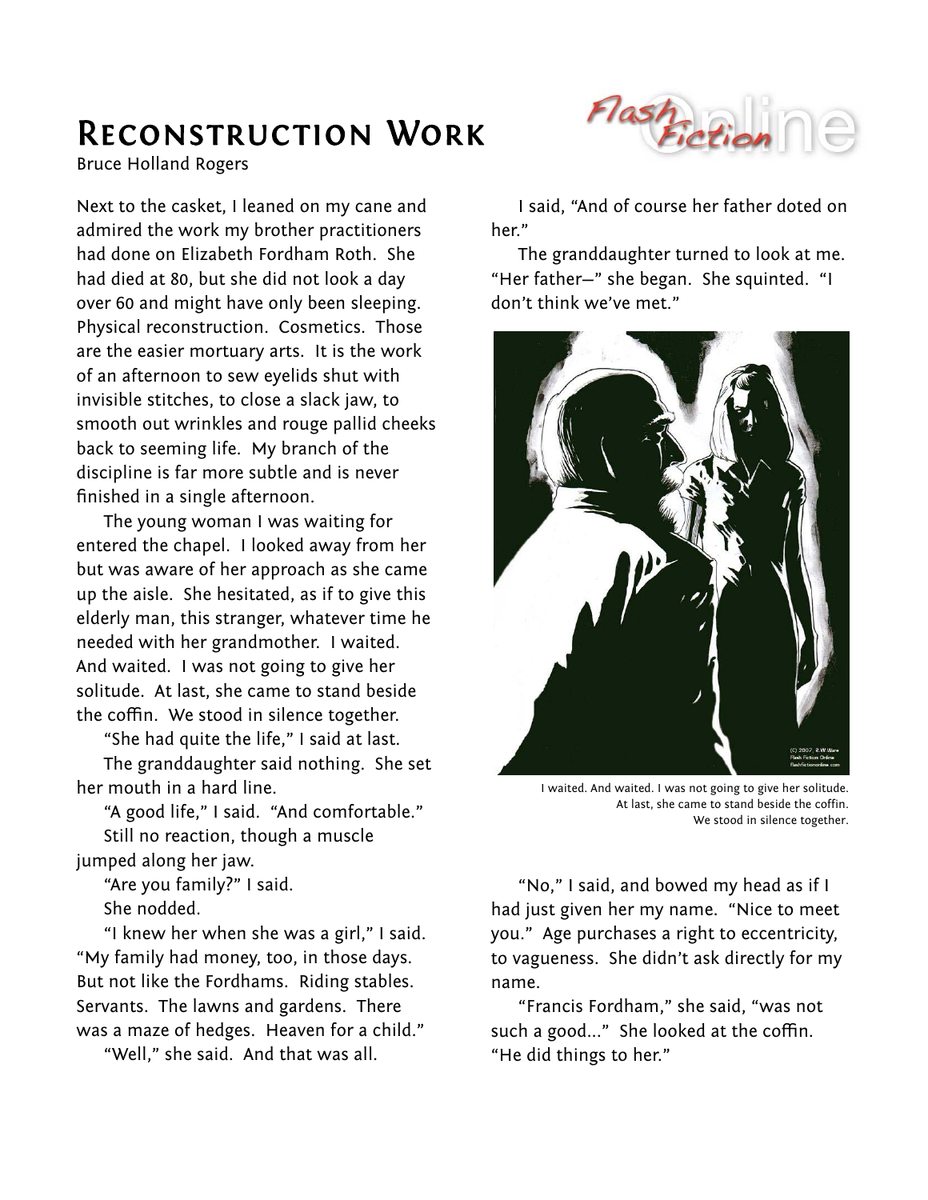# Reconstruction Work

Bruce Holland Rogers

Next to the casket, I leaned on my cane and admired the work my brother practitioners had done on Elizabeth Fordham Roth. She had died at 80, but she did not look a day over 60 and might have only been sleeping. Physical reconstruction. Cosmetics. Those are the easier mortuary arts. It is the work of an afternoon to sew eyelids shut with invisible stitches, to close a slack jaw, to smooth out wrinkles and rouge pallid cheeks back to seeming life. My branch of the discipline is far more subtle and is never finished in a single afternoon.

The young woman I was waiting for entered the chapel. I looked away from her but was aware of her approach as she came up the aisle. She hesitated, as if to give this elderly man, this stranger, whatever time he needed with her grandmother. I waited. And waited. I was not going to give her solitude. At last, she came to stand beside the coffin. We stood in silence together.

"She had quite the life," I said at last.

The granddaughter said nothing. She set her mouth in a hard line.

"A good life," I said. "And comfortable."

Still no reaction, though a muscle jumped along her jaw.

"Are you family?" I said.

She nodded.

"I knew her when she was a girl," I said. "My family had money, too, in those days. But not like the Fordhams. Riding stables. Servants. The lawns and gardens. There was a maze of hedges. Heaven for a child."

"Well," she said. And that was all.

I said, "And of course her father doted on her."

The granddaughter turned to look at me. "Her father—" she began. She squinted. "I don't think we've met."

I waited. And waited. I was not going to give her solitude. At last, she came to stand beside the coffin. We stood in silence together.

"No," I said, and bowed my head as if I had just given her my name. "Nice to meet you." Age purchases a right to eccentricity, to vagueness. She didn't ask directly for my name.

"Francis Fordham," she said, "was not such a good..." She looked at the coffin. "He did things to her."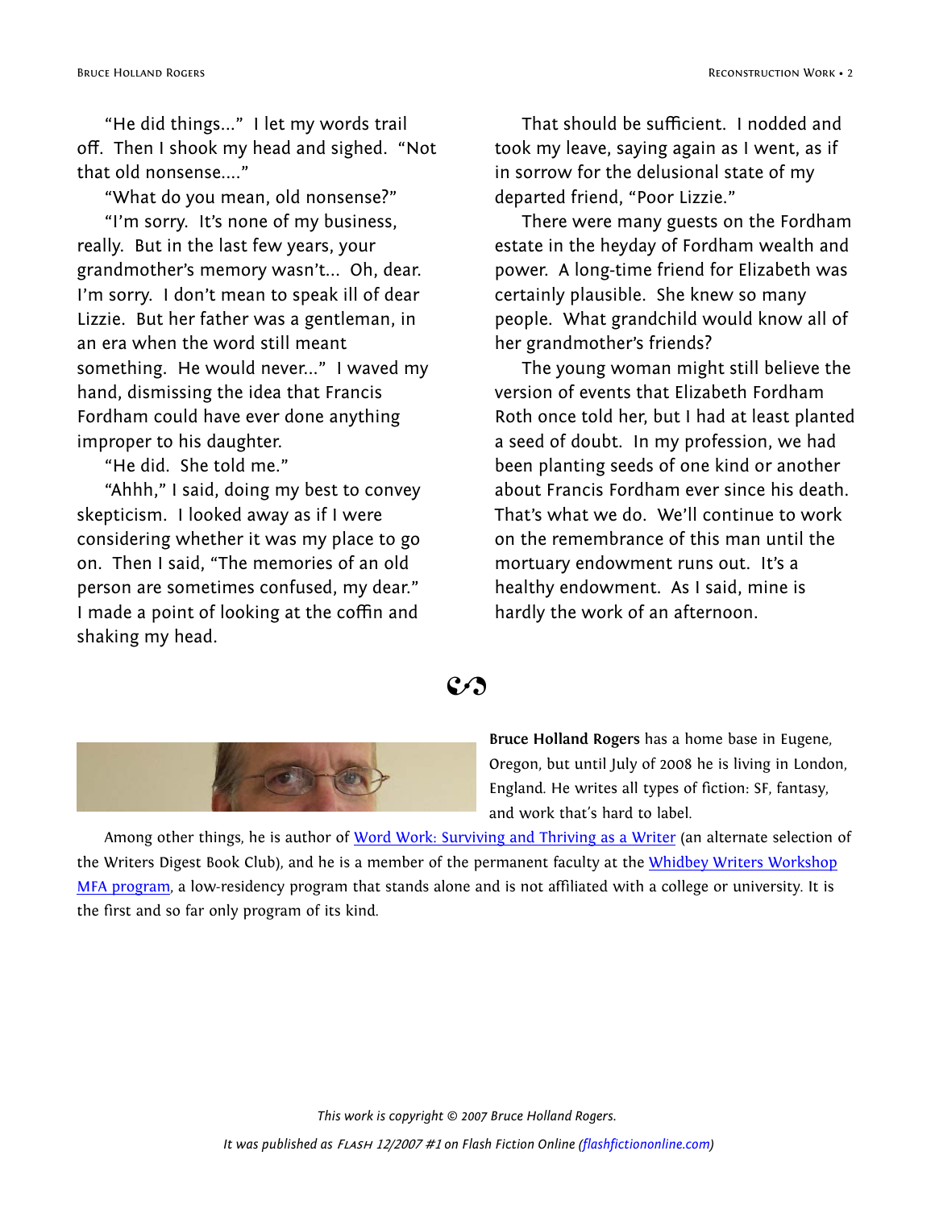"He did things..." I let my words trail off. Then I shook my head and sighed. "Not that old nonsense...."

"What do you mean, old nonsense?"

"I'm sorry. It's none of my business, really. But in the last few years, your grandmother's memory wasn't... Oh, dear. I'm sorry. I don't mean to speak ill of dear Lizzie. But her father was a gentleman, in an era when the word still meant something. He would never..." I waved my hand, dismissing the idea that Francis Fordham could have ever done anything improper to his daughter.

"He did. She told me."

"Ahhh," I said, doing my best to convey skepticism. I looked away as if I were considering whether it was my place to go on. Then I said, "The memories of an old person are sometimes confused, my dear." I made a point of looking at the coffin and shaking my head.

That should be sufficient. I nodded and took my leave, saying again as I went, as if in sorrow for the delusional state of my departed friend, "Poor Lizzie."

There were many guests on the Fordham estate in the heyday of Fordham wealth and power. A long-time friend for Elizabeth was certainly plausible. She knew so many people. What grandchild would know all of her grandmother's friends?

The young woman might still believe the version of events that Elizabeth Fordham Roth once told her, but I had at least planted a seed of doubt. In my profession, we had been planting seeds of one kind or another about Francis Fordham ever since his death. That's what we do. We'll continue to work on the remembrance of this man until the mortuary endowment runs out. It's a healthy endowment. As I said, mine is hardly the work of an afternoon.

❧

**Bruce Holland Rogers** has a home base in Eugene, Oregon, but until July of 2008 he is living in London, England. He writes all types of fiction: SF, fantasy, and work that's hard to label.

Among other things, he is author of [Word Work: Surviving and Thriving as a Writer] (an alternate selection of the Writers Digest Book Club), and he is a member of the permanent faculty at the [Whidbey Writers Workshop MFA program], a low-residency program that stands alone and is not affiliated with a college or university. It is the first and so far only program of its kind.

*This work is copyright © 2007 Bruce Holland Rogers.*

*It was published as FLASH 12/2007 #1 on Flash Fiction Online (flashfictiononline.com)*